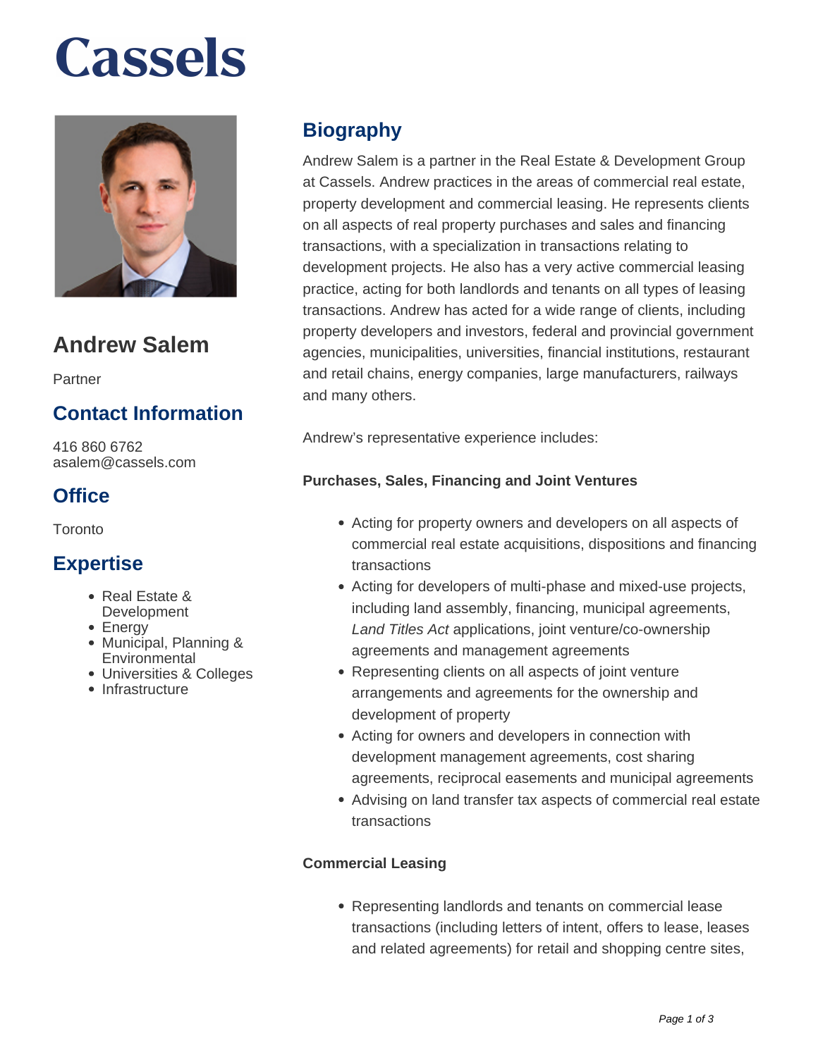# Cassels

## Andrew Salem

Partner

### Contact Information

416 860 6762
asalem@cassels.com

### Office

Toronto

### Expertise

- Real Estate & Development
- Energy
- Municipal, Planning & Environmental
- Universities & Colleges
- Infrastructure

## Biography

Andrew Salem is a partner in the Real Estate & Development Group at Cassels. Andrew practices in the areas of commercial real estate, property development and commercial leasing. He represents clients on all aspects of real property purchases and sales and financing transactions, with a specialization in transactions relating to development projects. He also has a very active commercial leasing practice, acting for both landlords and tenants on all types of leasing transactions. Andrew has acted for a wide range of clients, including property developers and investors, federal and provincial government agencies, municipalities, universities, financial institutions, restaurant and retail chains, energy companies, large manufacturers, railways and many others.

Andrew's representative experience includes:

**Purchases, Sales, Financing and Joint Ventures**

- Acting for property owners and developers on all aspects of commercial real estate acquisitions, dispositions and financing transactions
- Acting for developers of multi-phase and mixed-use projects, including land assembly, financing, municipal agreements, *Land Titles Act* applications, joint venture/co-ownership agreements and management agreements
- Representing clients on all aspects of joint venture arrangements and agreements for the ownership and development of property
- Acting for owners and developers in connection with development management agreements, cost sharing agreements, reciprocal easements and municipal agreements
- Advising on land transfer tax aspects of commercial real estate transactions

**Commercial Leasing**

- Representing landlords and tenants on commercial lease transactions (including letters of intent, offers to lease, leases and related agreements) for retail and shopping centre sites,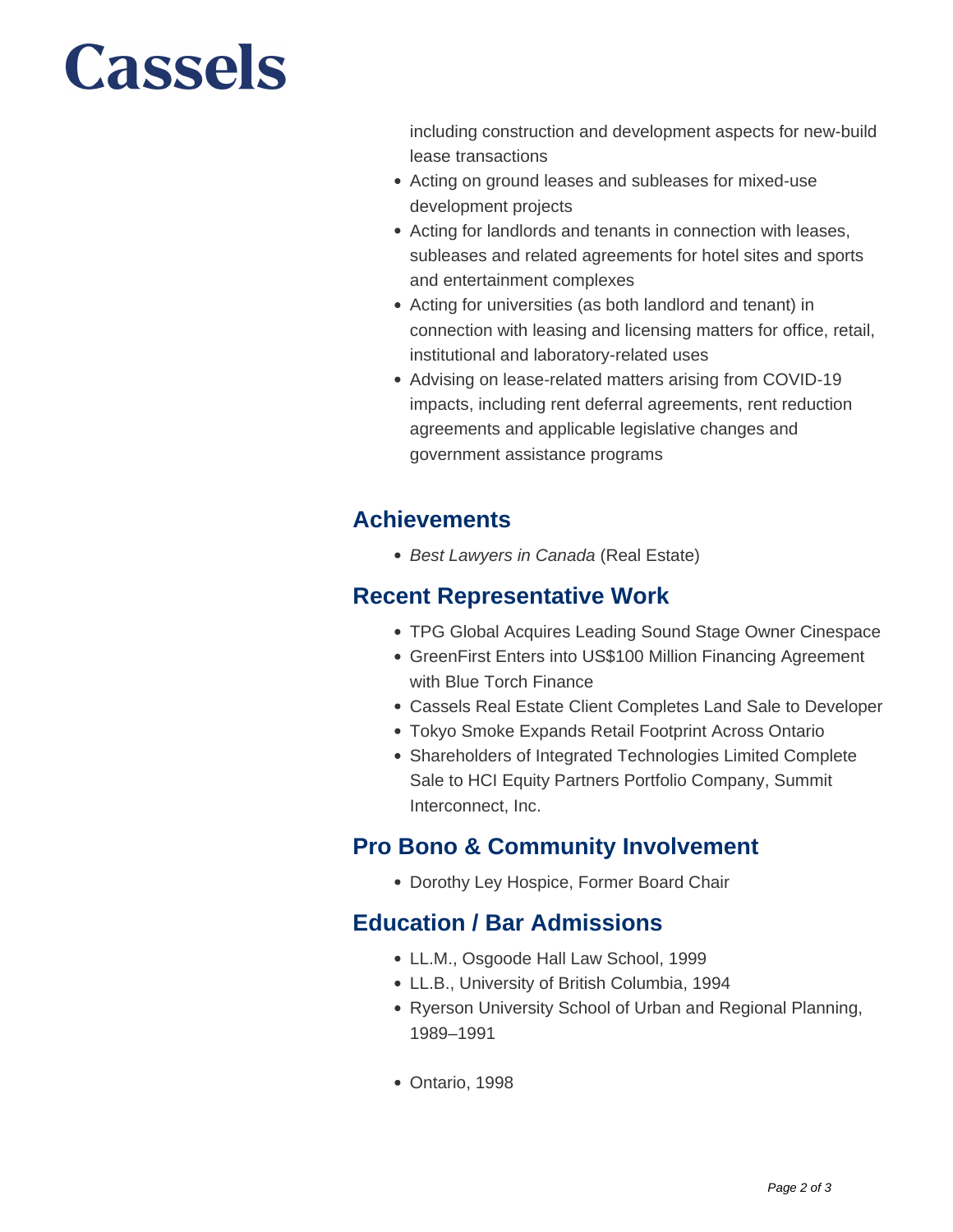including construction and development aspects for new-build lease transactions

- Acting on ground leases and subleases for mixed-use development projects
- Acting for landlords and tenants in connection with leases, subleases and related agreements for hotel sites and sports and entertainment complexes
- Acting for universities (as both landlord and tenant) in connection with leasing and licensing matters for office, retail, institutional and laboratory-related uses
- Advising on lease-related matters arising from COVID-19 impacts, including rent deferral agreements, rent reduction agreements and applicable legislative changes and government assistance programs

## Achievements

- *Best Lawyers in Canada* (Real Estate)

## Recent Representative Work

- TPG Global Acquires Leading Sound Stage Owner Cinespace
- GreenFirst Enters into US$100 Million Financing Agreement with Blue Torch Finance
- Cassels Real Estate Client Completes Land Sale to Developer
- Tokyo Smoke Expands Retail Footprint Across Ontario
- Shareholders of Integrated Technologies Limited Complete Sale to HCI Equity Partners Portfolio Company, Summit Interconnect, Inc.

## Pro Bono & Community Involvement

- Dorothy Ley Hospice, Former Board Chair

## Education / Bar Admissions

- LL.M., Osgoode Hall Law School, 1999
- LL.B., University of British Columbia, 1994
- Ryerson University School of Urban and Regional Planning, 1989–1991

- Ontario, 1998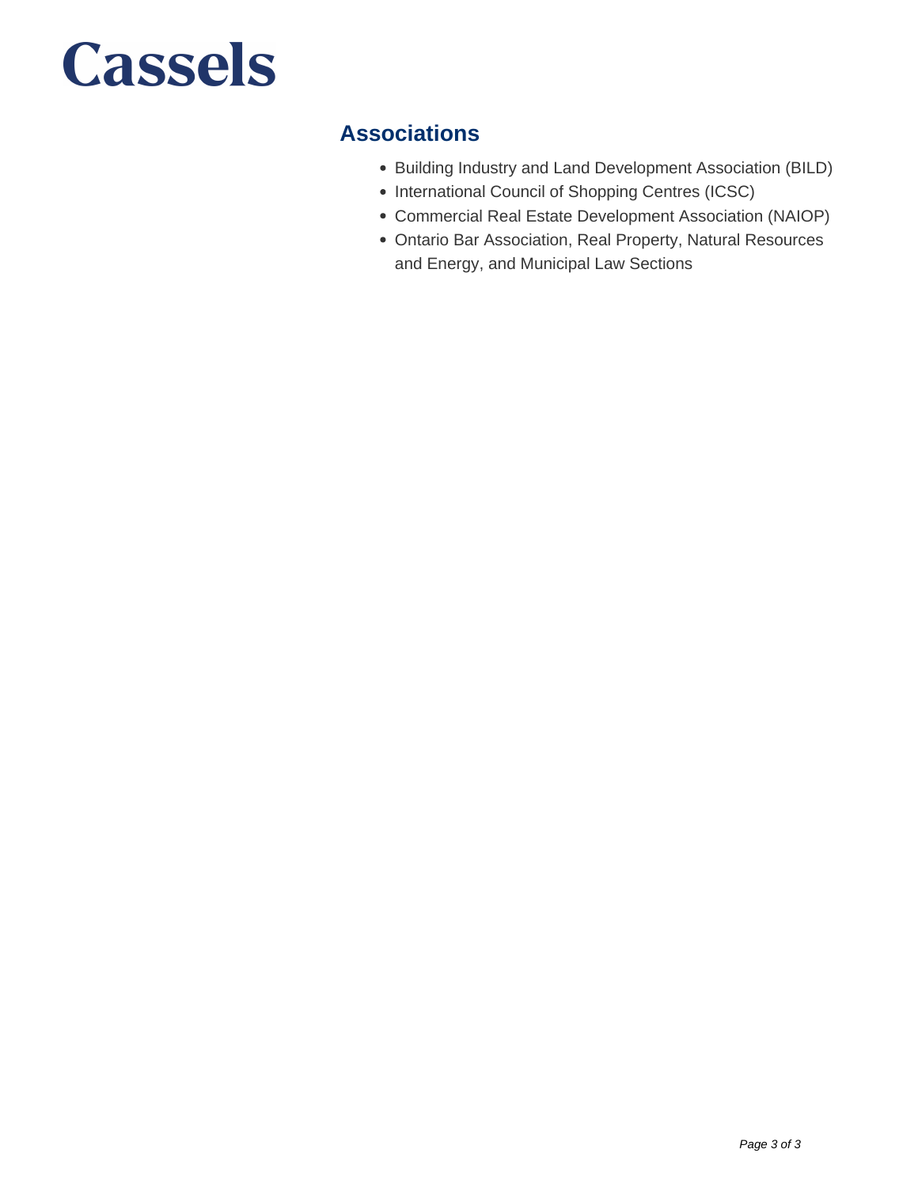## Associations

- Building Industry and Land Development Association (BILD)
- International Council of Shopping Centres (ICSC)
- Commercial Real Estate Development Association (NAIOP)
- Ontario Bar Association, Real Property, Natural Resources and Energy, and Municipal Law Sections